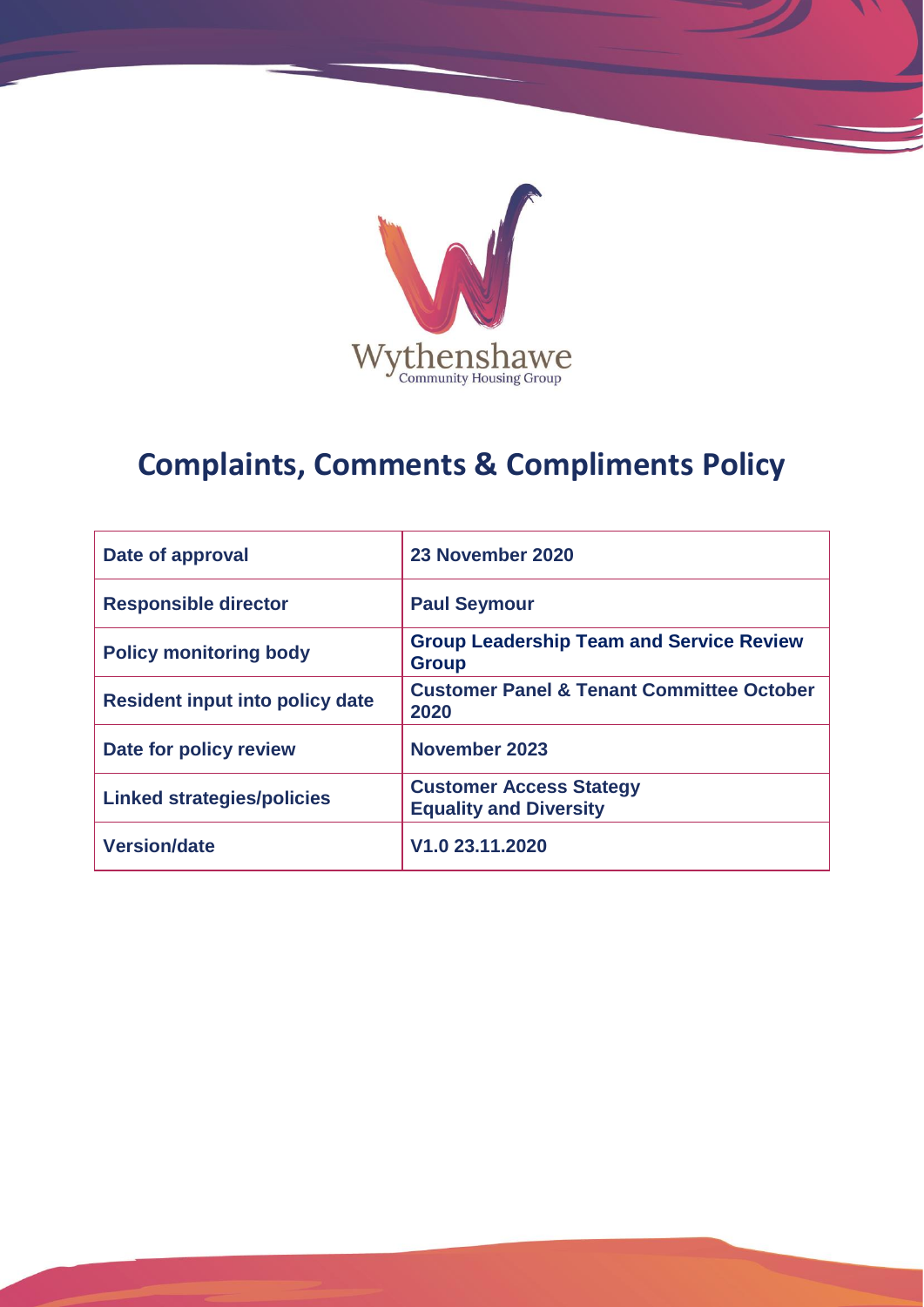Wythenshawe
Community Housing Group

# Complaints, Comments & Compliments Policy

| | |
| --- | --- |
| **Date of approval** | **23 November 2020** |
| **Responsible director** | **Paul Seymour** |
| **Policy monitoring body** | **Group Leadership Team and Service Review Group** |
| **Resident input into policy date** | **Customer Panel & Tenant Committee October 2020** |
| **Date for policy review** | **November 2023** |
| **Linked strategies/policies** | **Customer Access Stategy**<br>**Equality and Diversity** |
| **Version/date** | **V1.0 23.11.2020** |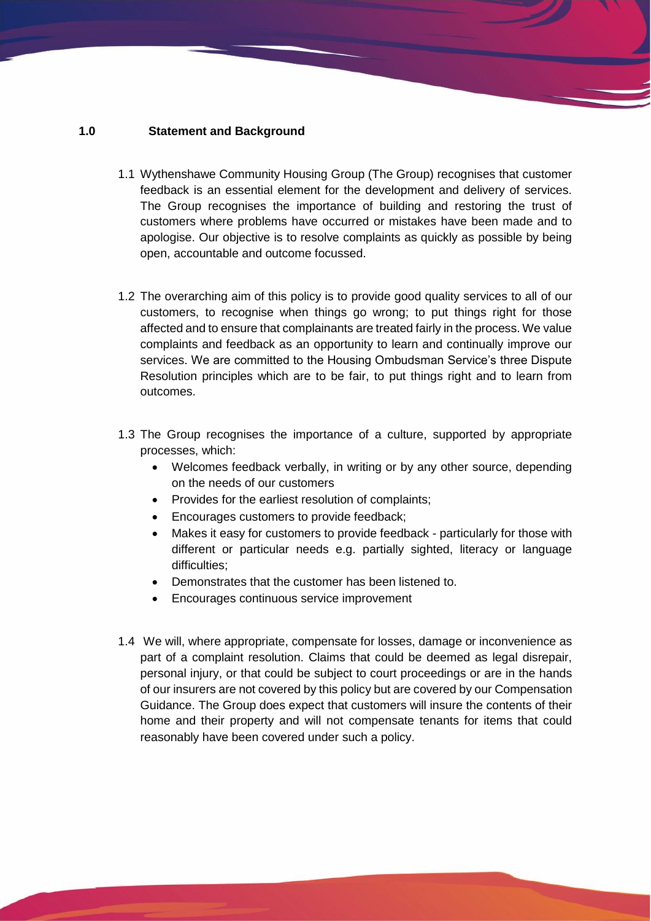## 1.0 Statement and Background

1.1 Wythenshawe Community Housing Group (The Group) recognises that customer feedback is an essential element for the development and delivery of services. The Group recognises the importance of building and restoring the trust of customers where problems have occurred or mistakes have been made and to apologise. Our objective is to resolve complaints as quickly as possible by being open, accountable and outcome focussed.

1.2 The overarching aim of this policy is to provide good quality services to all of our customers, to recognise when things go wrong; to put things right for those affected and to ensure that complainants are treated fairly in the process. We value complaints and feedback as an opportunity to learn and continually improve our services. We are committed to the Housing Ombudsman Service's three Dispute Resolution principles which are to be fair, to put things right and to learn from outcomes.

1.3 The Group recognises the importance of a culture, supported by appropriate processes, which:

- Welcomes feedback verbally, in writing or by any other source, depending on the needs of our customers
- Provides for the earliest resolution of complaints;
- Encourages customers to provide feedback;
- Makes it easy for customers to provide feedback - particularly for those with different or particular needs e.g. partially sighted, literacy or language difficulties;
- Demonstrates that the customer has been listened to.
- Encourages continuous service improvement

1.4 We will, where appropriate, compensate for losses, damage or inconvenience as part of a complaint resolution. Claims that could be deemed as legal disrepair, personal injury, or that could be subject to court proceedings or are in the hands of our insurers are not covered by this policy but are covered by our Compensation Guidance. The Group does expect that customers will insure the contents of their home and their property and will not compensate tenants for items that could reasonably have been covered under such a policy.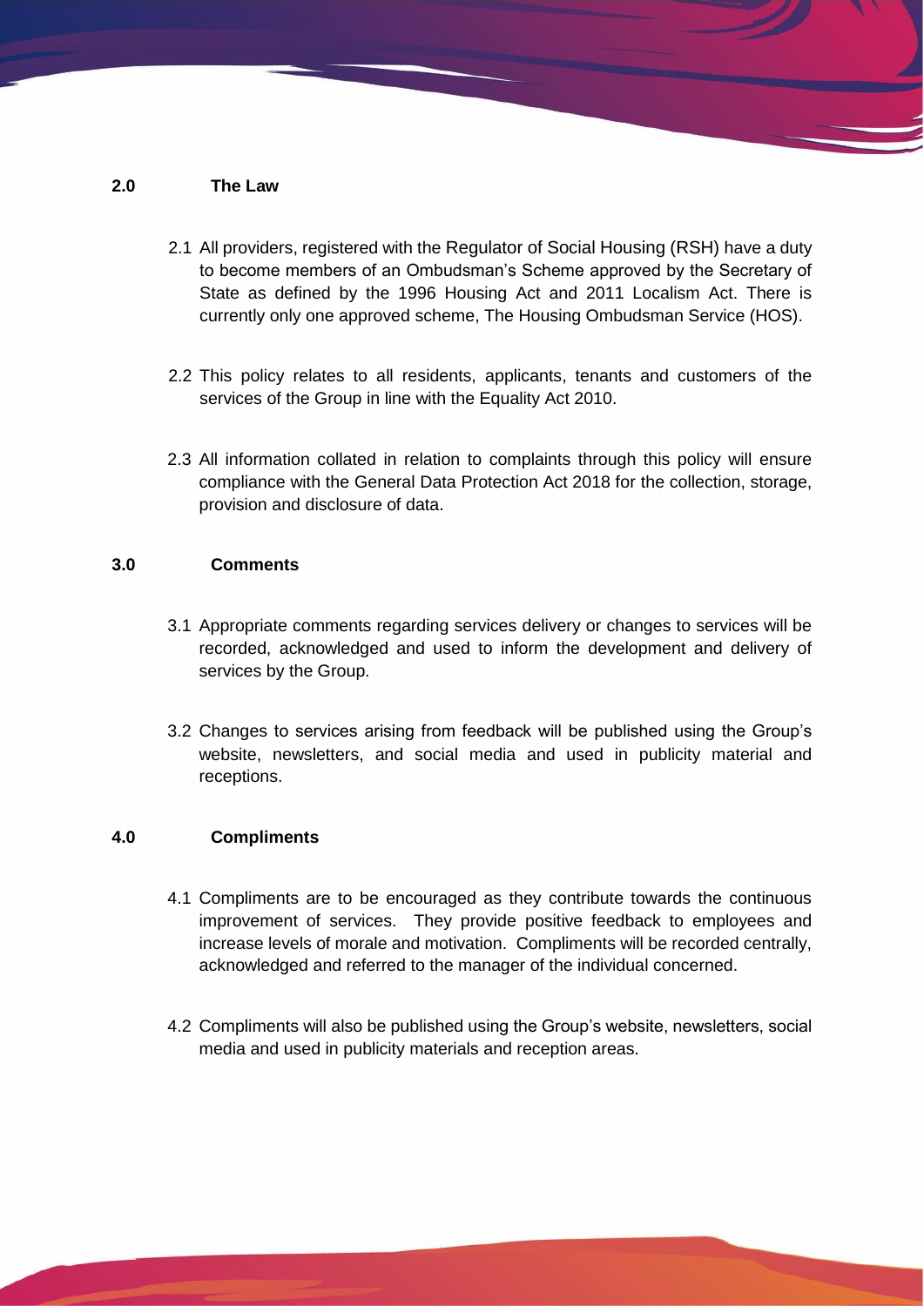## 2.0 The Law

2.1 All providers, registered with the Regulator of Social Housing (RSH) have a duty to become members of an Ombudsman's Scheme approved by the Secretary of State as defined by the 1996 Housing Act and 2011 Localism Act. There is currently only one approved scheme, The Housing Ombudsman Service (HOS).

2.2 This policy relates to all residents, applicants, tenants and customers of the services of the Group in line with the Equality Act 2010.

2.3 All information collated in relation to complaints through this policy will ensure compliance with the General Data Protection Act 2018 for the collection, storage, provision and disclosure of data.

## 3.0 Comments

3.1 Appropriate comments regarding services delivery or changes to services will be recorded, acknowledged and used to inform the development and delivery of services by the Group.

3.2 Changes to services arising from feedback will be published using the Group's website, newsletters, and social media and used in publicity material and receptions.

## 4.0 Compliments

4.1 Compliments are to be encouraged as they contribute towards the continuous improvement of services. They provide positive feedback to employees and increase levels of morale and motivation. Compliments will be recorded centrally, acknowledged and referred to the manager of the individual concerned.

4.2 Compliments will also be published using the Group's website, newsletters, social media and used in publicity materials and reception areas.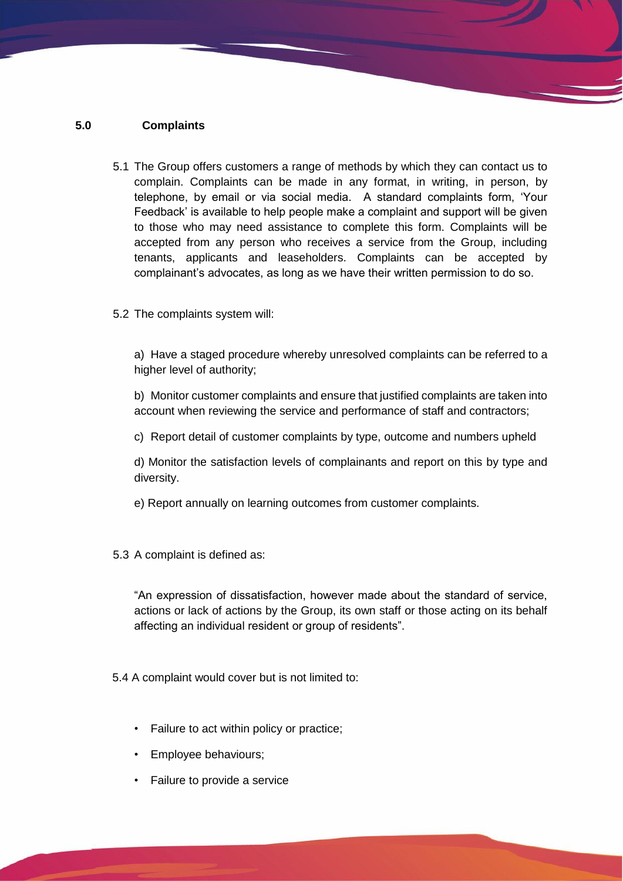## 5.0 Complaints

5.1 The Group offers customers a range of methods by which they can contact us to complain. Complaints can be made in any format, in writing, in person, by telephone, by email or via social media. A standard complaints form, 'Your Feedback' is available to help people make a complaint and support will be given to those who may need assistance to complete this form. Complaints will be accepted from any person who receives a service from the Group, including tenants, applicants and leaseholders. Complaints can be accepted by complainant's advocates, as long as we have their written permission to do so.

5.2 The complaints system will:

a) Have a staged procedure whereby unresolved complaints can be referred to a higher level of authority;

b) Monitor customer complaints and ensure that justified complaints are taken into account when reviewing the service and performance of staff and contractors;

c) Report detail of customer complaints by type, outcome and numbers upheld

d) Monitor the satisfaction levels of complainants and report on this by type and diversity.

e) Report annually on learning outcomes from customer complaints.

5.3 A complaint is defined as:

"An expression of dissatisfaction, however made about the standard of service, actions or lack of actions by the Group, its own staff or those acting on its behalf affecting an individual resident or group of residents".

5.4 A complaint would cover but is not limited to:

- Failure to act within policy or practice;
- Employee behaviours;
- Failure to provide a service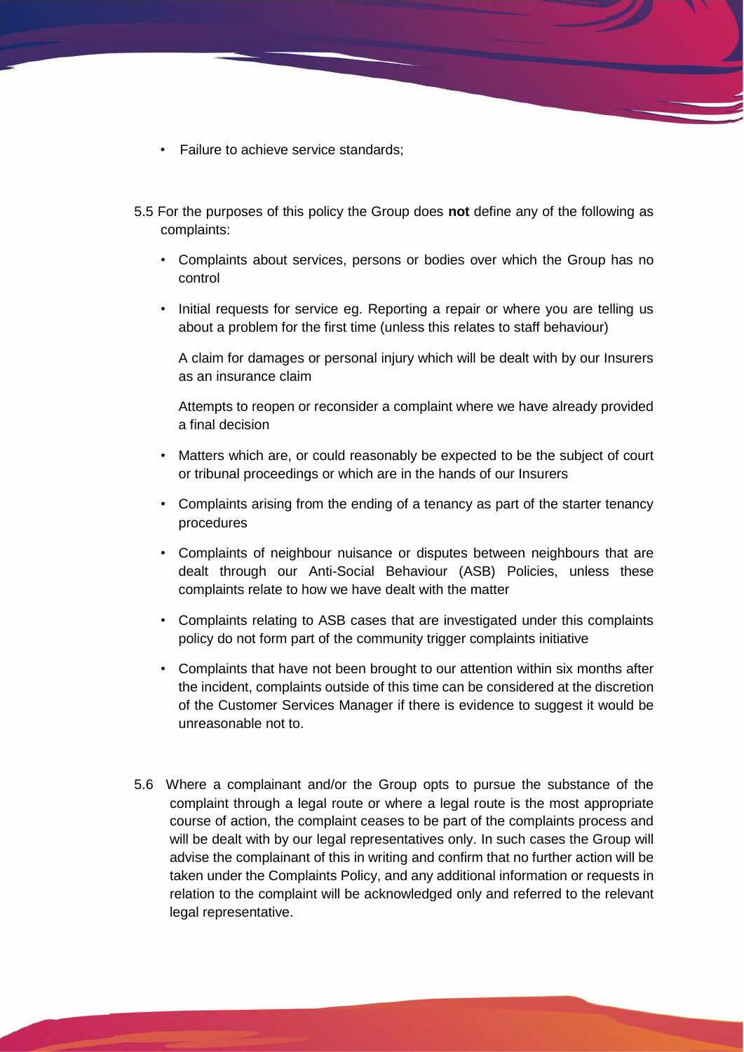- Failure to achieve service standards;

5.5 For the purposes of this policy the Group does **not** define any of the following as complaints:

- Complaints about services, persons or bodies over which the Group has no control
- Initial requests for service eg. Reporting a repair or where you are telling us about a problem for the first time (unless this relates to staff behaviour)

  A claim for damages or personal injury which will be dealt with by our Insurers as an insurance claim

  Attempts to reopen or reconsider a complaint where we have already provided a final decision
- Matters which are, or could reasonably be expected to be the subject of court or tribunal proceedings or which are in the hands of our Insurers
- Complaints arising from the ending of a tenancy as part of the starter tenancy procedures
- Complaints of neighbour nuisance or disputes between neighbours that are dealt through our Anti-Social Behaviour (ASB) Policies, unless these complaints relate to how we have dealt with the matter
- Complaints relating to ASB cases that are investigated under this complaints policy do not form part of the community trigger complaints initiative
- Complaints that have not been brought to our attention within six months after the incident, complaints outside of this time can be considered at the discretion of the Customer Services Manager if there is evidence to suggest it would be unreasonable not to.

5.6 Where a complainant and/or the Group opts to pursue the substance of the complaint through a legal route or where a legal route is the most appropriate course of action, the complaint ceases to be part of the complaints process and will be dealt with by our legal representatives only. In such cases the Group will advise the complainant of this in writing and confirm that no further action will be taken under the Complaints Policy, and any additional information or requests in relation to the complaint will be acknowledged only and referred to the relevant legal representative.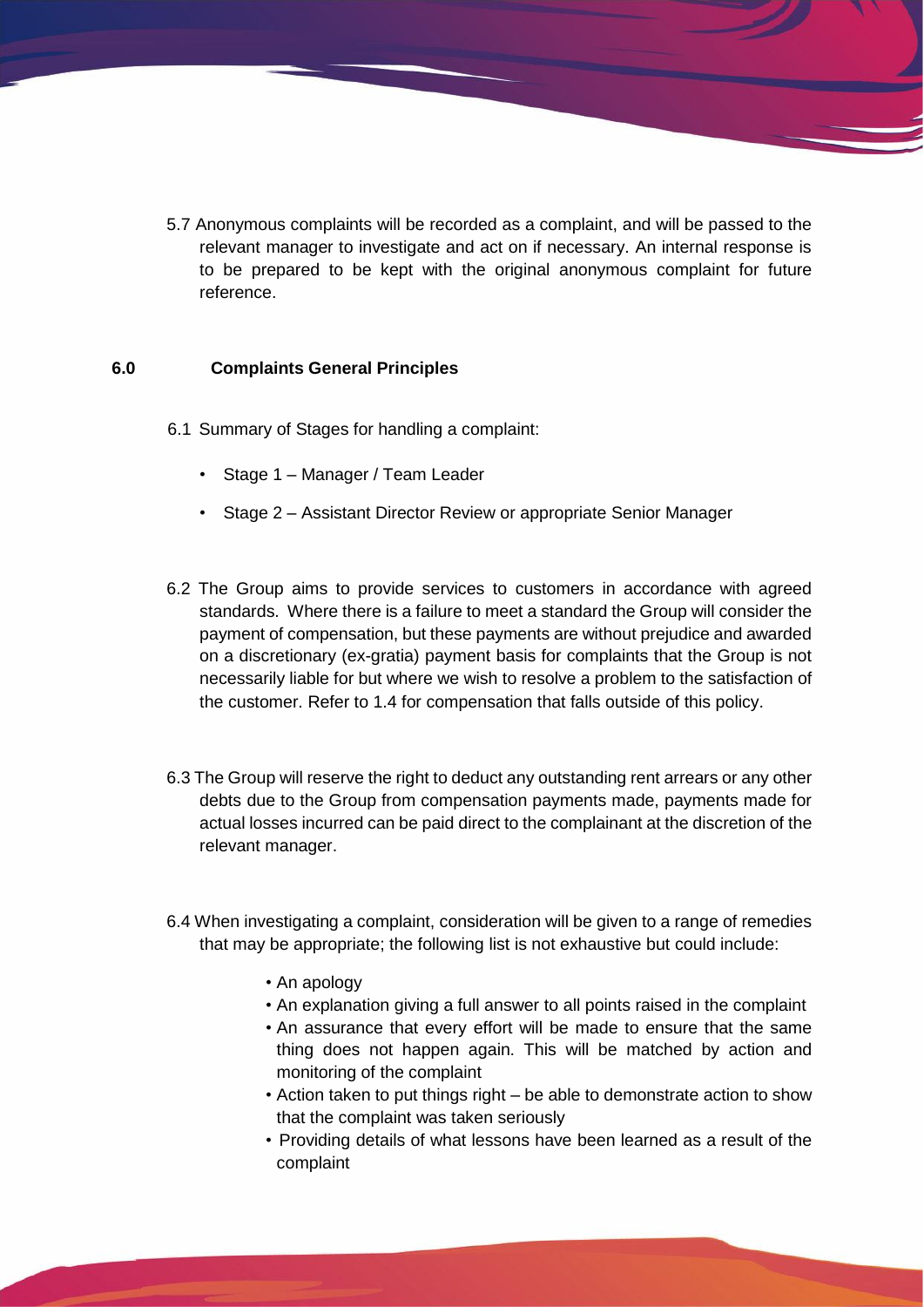5.7 Anonymous complaints will be recorded as a complaint, and will be passed to the relevant manager to investigate and act on if necessary. An internal response is to be prepared to be kept with the original anonymous complaint for future reference.

## 6.0 Complaints General Principles

6.1 Summary of Stages for handling a complaint:

- Stage 1 – Manager / Team Leader
- Stage 2 – Assistant Director Review or appropriate Senior Manager

6.2 The Group aims to provide services to customers in accordance with agreed standards. Where there is a failure to meet a standard the Group will consider the payment of compensation, but these payments are without prejudice and awarded on a discretionary (ex-gratia) payment basis for complaints that the Group is not necessarily liable for but where we wish to resolve a problem to the satisfaction of the customer. Refer to 1.4 for compensation that falls outside of this policy.

6.3 The Group will reserve the right to deduct any outstanding rent arrears or any other debts due to the Group from compensation payments made, payments made for actual losses incurred can be paid direct to the complainant at the discretion of the relevant manager.

6.4 When investigating a complaint, consideration will be given to a range of remedies that may be appropriate; the following list is not exhaustive but could include:

- An apology
- An explanation giving a full answer to all points raised in the complaint
- An assurance that every effort will be made to ensure that the same thing does not happen again. This will be matched by action and monitoring of the complaint
- Action taken to put things right – be able to demonstrate action to show that the complaint was taken seriously
- Providing details of what lessons have been learned as a result of the complaint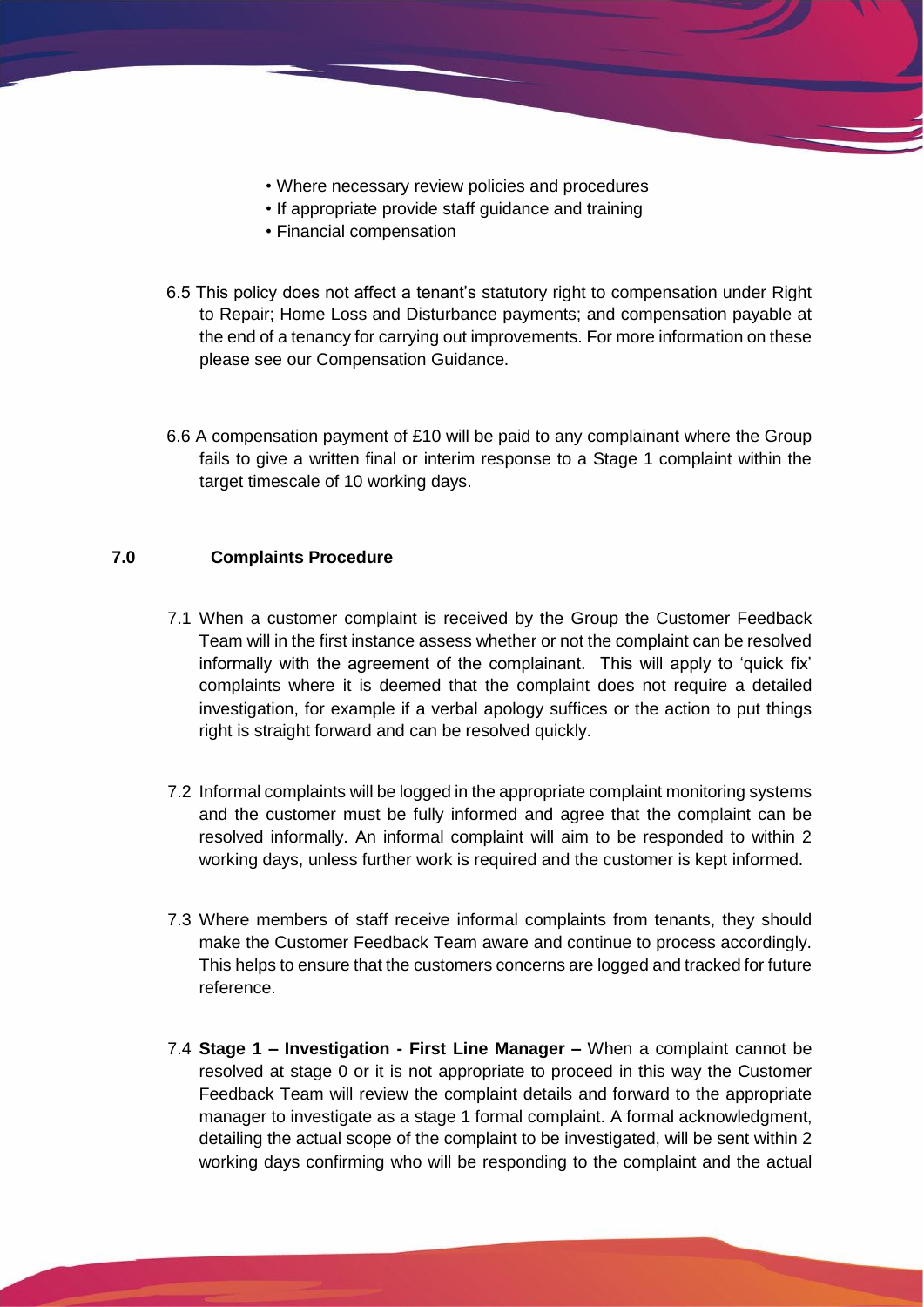- Where necessary review policies and procedures
- If appropriate provide staff guidance and training
- Financial compensation

6.5 This policy does not affect a tenant's statutory right to compensation under Right to Repair; Home Loss and Disturbance payments; and compensation payable at the end of a tenancy for carrying out improvements. For more information on these please see our Compensation Guidance.

6.6 A compensation payment of £10 will be paid to any complainant where the Group fails to give a written final or interim response to a Stage 1 complaint within the target timescale of 10 working days.

## 7.0 Complaints Procedure

7.1 When a customer complaint is received by the Group the Customer Feedback Team will in the first instance assess whether or not the complaint can be resolved informally with the agreement of the complainant. This will apply to 'quick fix' complaints where it is deemed that the complaint does not require a detailed investigation, for example if a verbal apology suffices or the action to put things right is straight forward and can be resolved quickly.

7.2 Informal complaints will be logged in the appropriate complaint monitoring systems and the customer must be fully informed and agree that the complaint can be resolved informally. An informal complaint will aim to be responded to within 2 working days, unless further work is required and the customer is kept informed.

7.3 Where members of staff receive informal complaints from tenants, they should make the Customer Feedback Team aware and continue to process accordingly. This helps to ensure that the customers concerns are logged and tracked for future reference.

7.4 **Stage 1 – Investigation - First Line Manager –** When a complaint cannot be resolved at stage 0 or it is not appropriate to proceed in this way the Customer Feedback Team will review the complaint details and forward to the appropriate manager to investigate as a stage 1 formal complaint. A formal acknowledgment, detailing the actual scope of the complaint to be investigated, will be sent within 2 working days confirming who will be responding to the complaint and the actual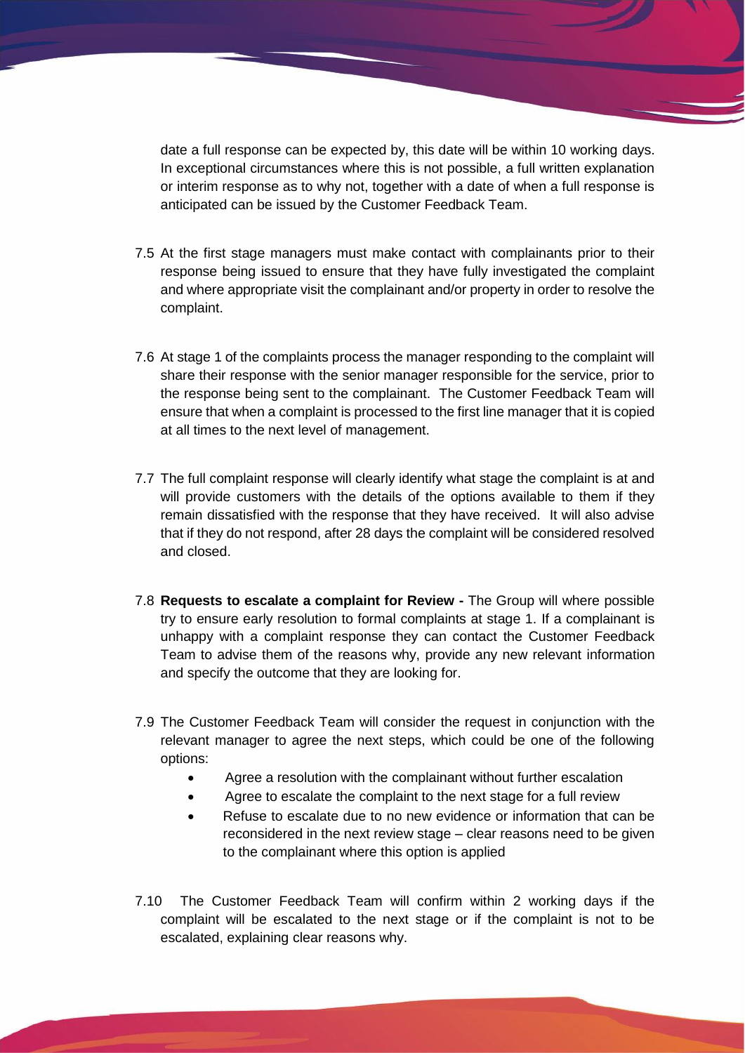date a full response can be expected by, this date will be within 10 working days. In exceptional circumstances where this is not possible, a full written explanation or interim response as to why not, together with a date of when a full response is anticipated can be issued by the Customer Feedback Team.

7.5 At the first stage managers must make contact with complainants prior to their response being issued to ensure that they have fully investigated the complaint and where appropriate visit the complainant and/or property in order to resolve the complaint.

7.6 At stage 1 of the complaints process the manager responding to the complaint will share their response with the senior manager responsible for the service, prior to the response being sent to the complainant. The Customer Feedback Team will ensure that when a complaint is processed to the first line manager that it is copied at all times to the next level of management.

7.7 The full complaint response will clearly identify what stage the complaint is at and will provide customers with the details of the options available to them if they remain dissatisfied with the response that they have received. It will also advise that if they do not respond, after 28 days the complaint will be considered resolved and closed.

7.8 **Requests to escalate a complaint for Review -** The Group will where possible try to ensure early resolution to formal complaints at stage 1. If a complainant is unhappy with a complaint response they can contact the Customer Feedback Team to advise them of the reasons why, provide any new relevant information and specify the outcome that they are looking for.

7.9 The Customer Feedback Team will consider the request in conjunction with the relevant manager to agree the next steps, which could be one of the following options:

- Agree a resolution with the complainant without further escalation
- Agree to escalate the complaint to the next stage for a full review
- Refuse to escalate due to no new evidence or information that can be reconsidered in the next review stage – clear reasons need to be given to the complainant where this option is applied

7.10 The Customer Feedback Team will confirm within 2 working days if the complaint will be escalated to the next stage or if the complaint is not to be escalated, explaining clear reasons why.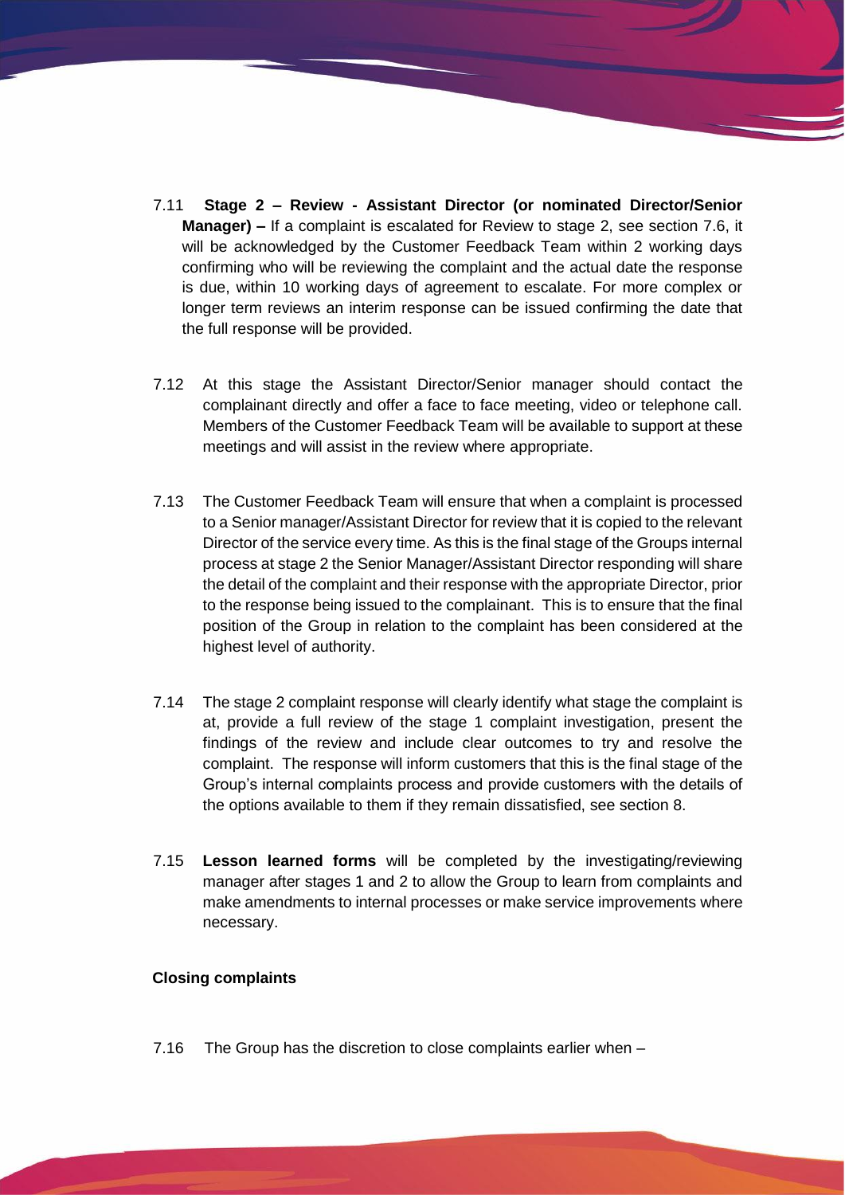7.11 **Stage 2 – Review - Assistant Director (or nominated Director/Senior Manager) –** If a complaint is escalated for Review to stage 2, see section 7.6, it will be acknowledged by the Customer Feedback Team within 2 working days confirming who will be reviewing the complaint and the actual date the response is due, within 10 working days of agreement to escalate. For more complex or longer term reviews an interim response can be issued confirming the date that the full response will be provided.

7.12 At this stage the Assistant Director/Senior manager should contact the complainant directly and offer a face to face meeting, video or telephone call. Members of the Customer Feedback Team will be available to support at these meetings and will assist in the review where appropriate.

7.13 The Customer Feedback Team will ensure that when a complaint is processed to a Senior manager/Assistant Director for review that it is copied to the relevant Director of the service every time. As this is the final stage of the Groups internal process at stage 2 the Senior Manager/Assistant Director responding will share the detail of the complaint and their response with the appropriate Director, prior to the response being issued to the complainant. This is to ensure that the final position of the Group in relation to the complaint has been considered at the highest level of authority.

7.14 The stage 2 complaint response will clearly identify what stage the complaint is at, provide a full review of the stage 1 complaint investigation, present the findings of the review and include clear outcomes to try and resolve the complaint. The response will inform customers that this is the final stage of the Group's internal complaints process and provide customers with the details of the options available to them if they remain dissatisfied, see section 8.

7.15 **Lesson learned forms** will be completed by the investigating/reviewing manager after stages 1 and 2 to allow the Group to learn from complaints and make amendments to internal processes or make service improvements where necessary.

**Closing complaints**

7.16 The Group has the discretion to close complaints earlier when –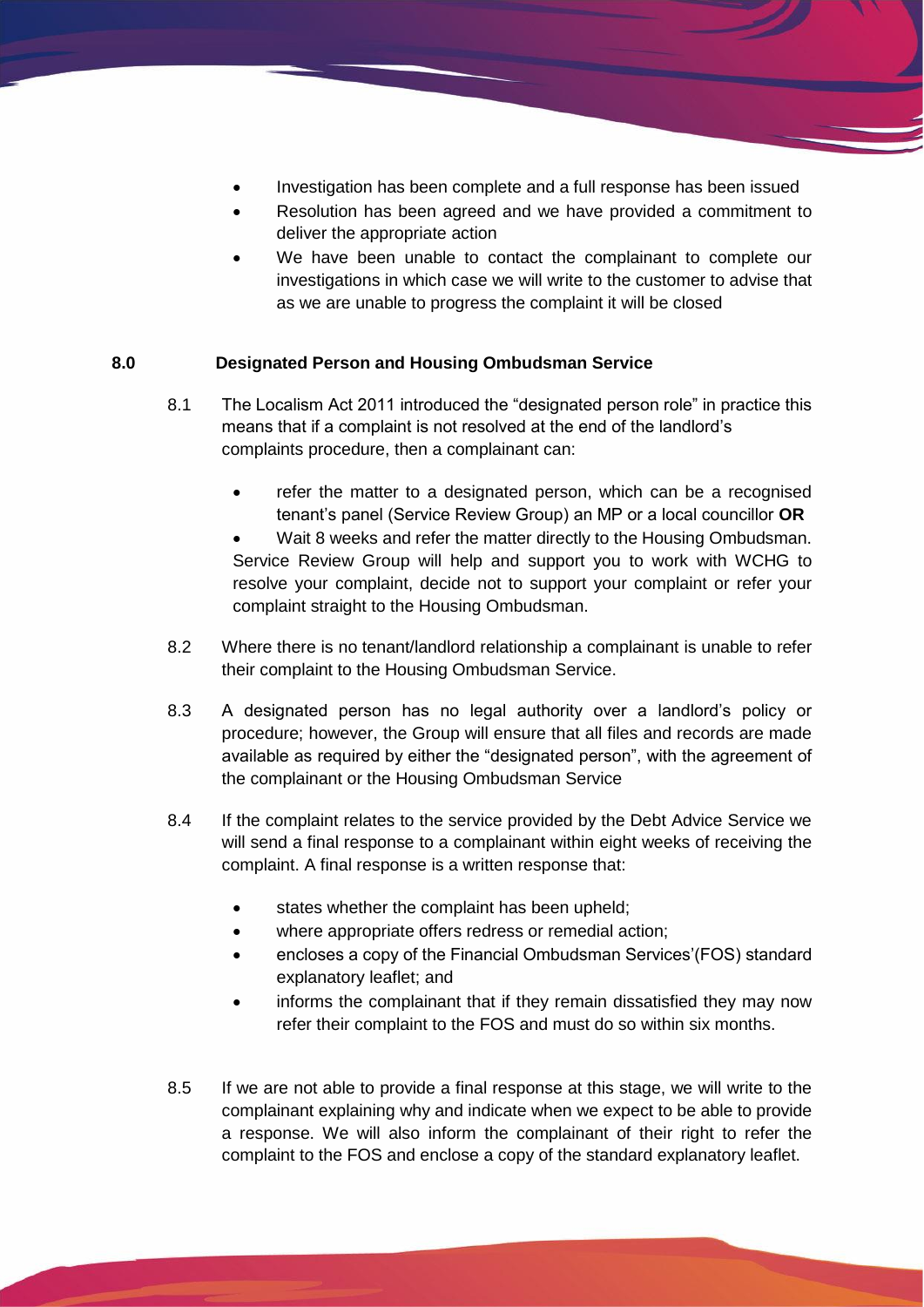- Investigation has been complete and a full response has been issued
- Resolution has been agreed and we have provided a commitment to deliver the appropriate action
- We have been unable to contact the complainant to complete our investigations in which case we will write to the customer to advise that as we are unable to progress the complaint it will be closed

## 8.0 Designated Person and Housing Ombudsman Service

8.1 The Localism Act 2011 introduced the "designated person role" in practice this means that if a complaint is not resolved at the end of the landlord's complaints procedure, then a complainant can:

- refer the matter to a designated person, which can be a recognised tenant's panel (Service Review Group) an MP or a local councillor **OR**
- Wait 8 weeks and refer the matter directly to the Housing Ombudsman.

Service Review Group will help and support you to work with WCHG to resolve your complaint, decide not to support your complaint or refer your complaint straight to the Housing Ombudsman.

8.2 Where there is no tenant/landlord relationship a complainant is unable to refer their complaint to the Housing Ombudsman Service.

8.3 A designated person has no legal authority over a landlord's policy or procedure; however, the Group will ensure that all files and records are made available as required by either the "designated person", with the agreement of the complainant or the Housing Ombudsman Service

8.4 If the complaint relates to the service provided by the Debt Advice Service we will send a final response to a complainant within eight weeks of receiving the complaint. A final response is a written response that:

- states whether the complaint has been upheld;
- where appropriate offers redress or remedial action;
- encloses a copy of the Financial Ombudsman Services'(FOS) standard explanatory leaflet; and
- informs the complainant that if they remain dissatisfied they may now refer their complaint to the FOS and must do so within six months.

8.5 If we are not able to provide a final response at this stage, we will write to the complainant explaining why and indicate when we expect to be able to provide a response. We will also inform the complainant of their right to refer the complaint to the FOS and enclose a copy of the standard explanatory leaflet.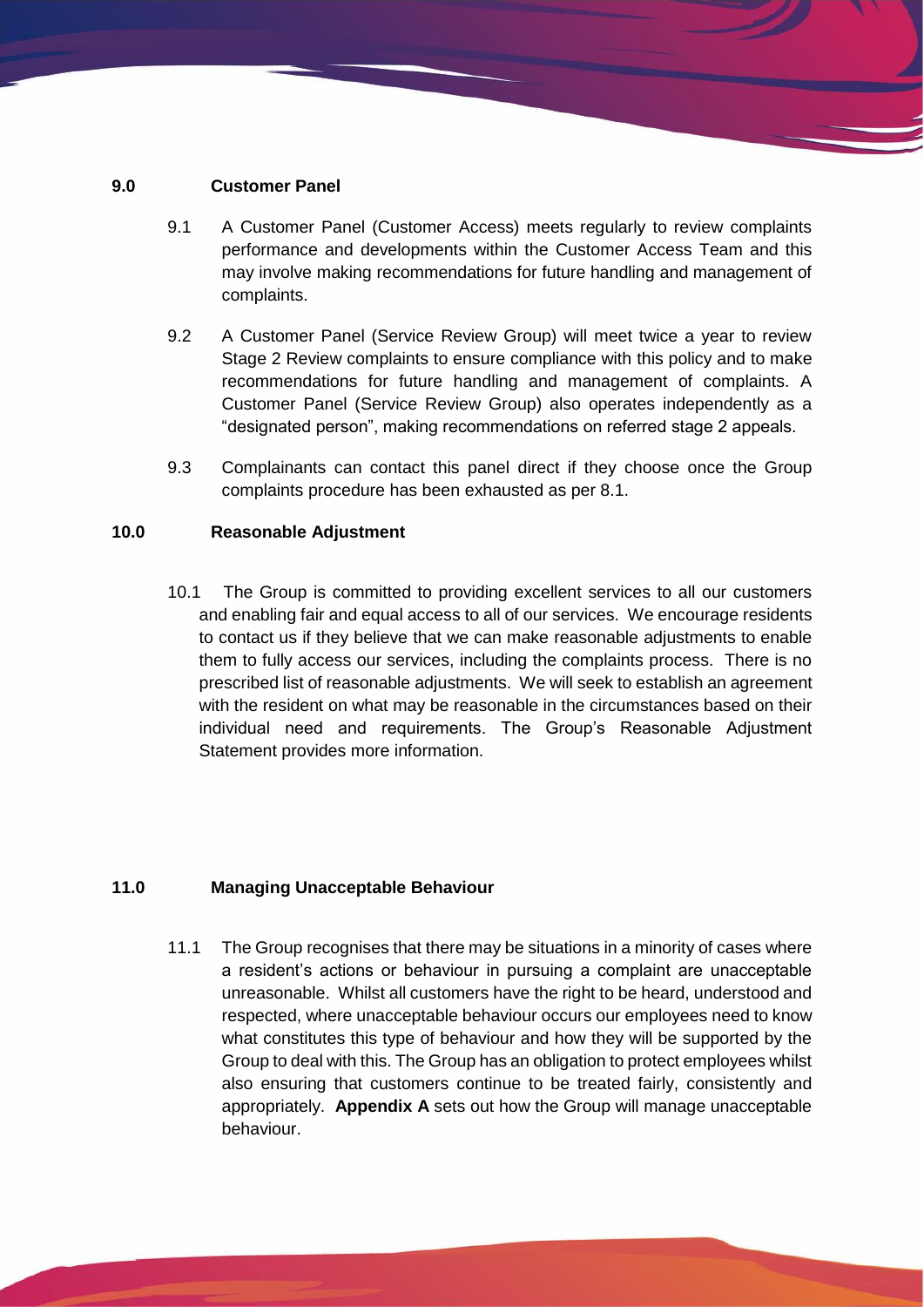## 9.0 Customer Panel

9.1 A Customer Panel (Customer Access) meets regularly to review complaints performance and developments within the Customer Access Team and this may involve making recommendations for future handling and management of complaints.

9.2 A Customer Panel (Service Review Group) will meet twice a year to review Stage 2 Review complaints to ensure compliance with this policy and to make recommendations for future handling and management of complaints. A Customer Panel (Service Review Group) also operates independently as a "designated person", making recommendations on referred stage 2 appeals.

9.3 Complainants can contact this panel direct if they choose once the Group complaints procedure has been exhausted as per 8.1.

## 10.0 Reasonable Adjustment

10.1 The Group is committed to providing excellent services to all our customers and enabling fair and equal access to all of our services. We encourage residents to contact us if they believe that we can make reasonable adjustments to enable them to fully access our services, including the complaints process. There is no prescribed list of reasonable adjustments. We will seek to establish an agreement with the resident on what may be reasonable in the circumstances based on their individual need and requirements. The Group's Reasonable Adjustment Statement provides more information.

## 11.0 Managing Unacceptable Behaviour

11.1 The Group recognises that there may be situations in a minority of cases where a resident's actions or behaviour in pursuing a complaint are unacceptable unreasonable. Whilst all customers have the right to be heard, understood and respected, where unacceptable behaviour occurs our employees need to know what constitutes this type of behaviour and how they will be supported by the Group to deal with this. The Group has an obligation to protect employees whilst also ensuring that customers continue to be treated fairly, consistently and appropriately. **Appendix A** sets out how the Group will manage unacceptable behaviour.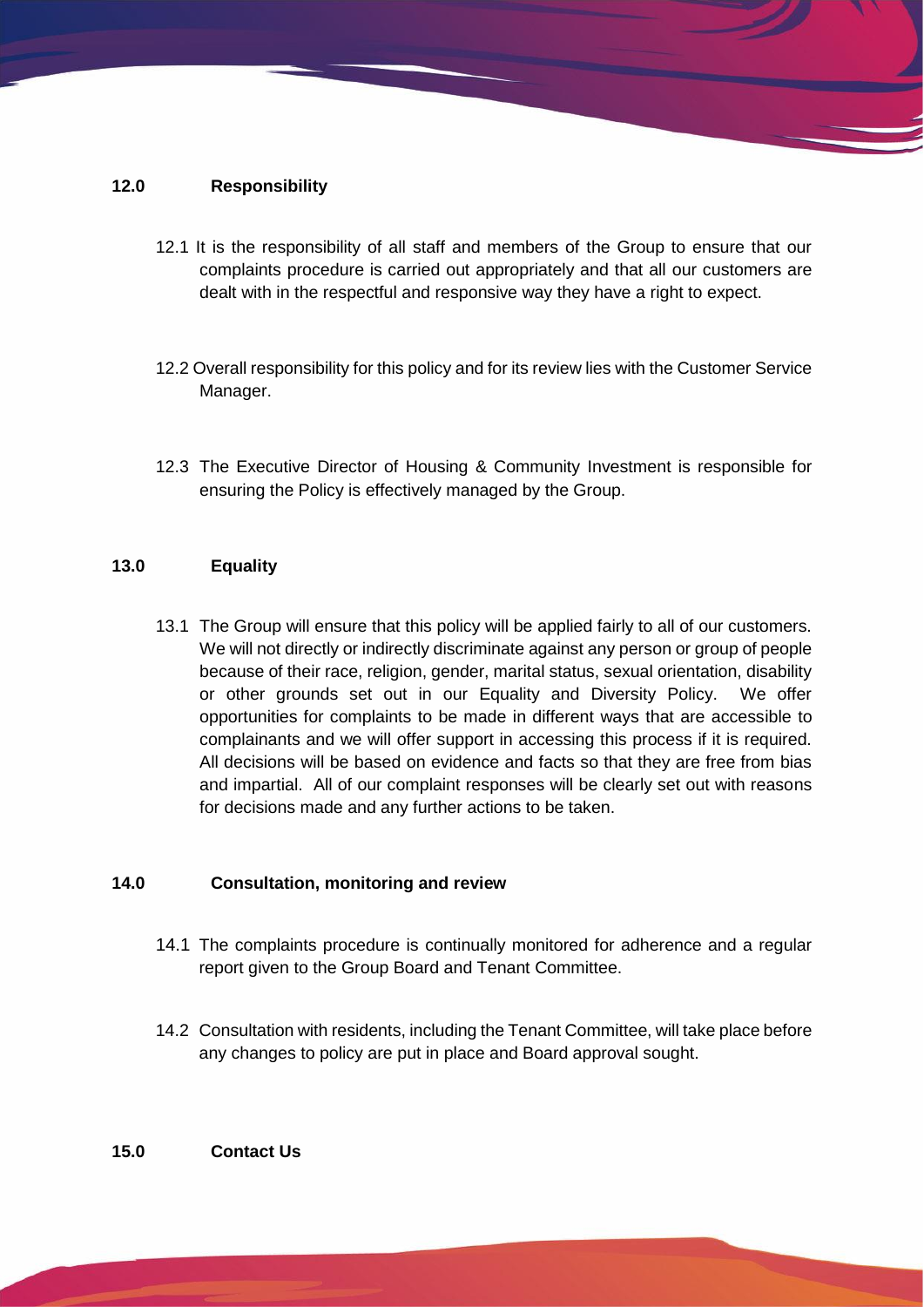## 12.0 Responsibility

12.1 It is the responsibility of all staff and members of the Group to ensure that our complaints procedure is carried out appropriately and that all our customers are dealt with in the respectful and responsive way they have a right to expect.

12.2 Overall responsibility for this policy and for its review lies with the Customer Service Manager.

12.3 The Executive Director of Housing & Community Investment is responsible for ensuring the Policy is effectively managed by the Group.

## 13.0 Equality

13.1 The Group will ensure that this policy will be applied fairly to all of our customers. We will not directly or indirectly discriminate against any person or group of people because of their race, religion, gender, marital status, sexual orientation, disability or other grounds set out in our Equality and Diversity Policy. We offer opportunities for complaints to be made in different ways that are accessible to complainants and we will offer support in accessing this process if it is required. All decisions will be based on evidence and facts so that they are free from bias and impartial. All of our complaint responses will be clearly set out with reasons for decisions made and any further actions to be taken.

## 14.0 Consultation, monitoring and review

14.1 The complaints procedure is continually monitored for adherence and a regular report given to the Group Board and Tenant Committee.

14.2 Consultation with residents, including the Tenant Committee, will take place before any changes to policy are put in place and Board approval sought.

## 15.0 Contact Us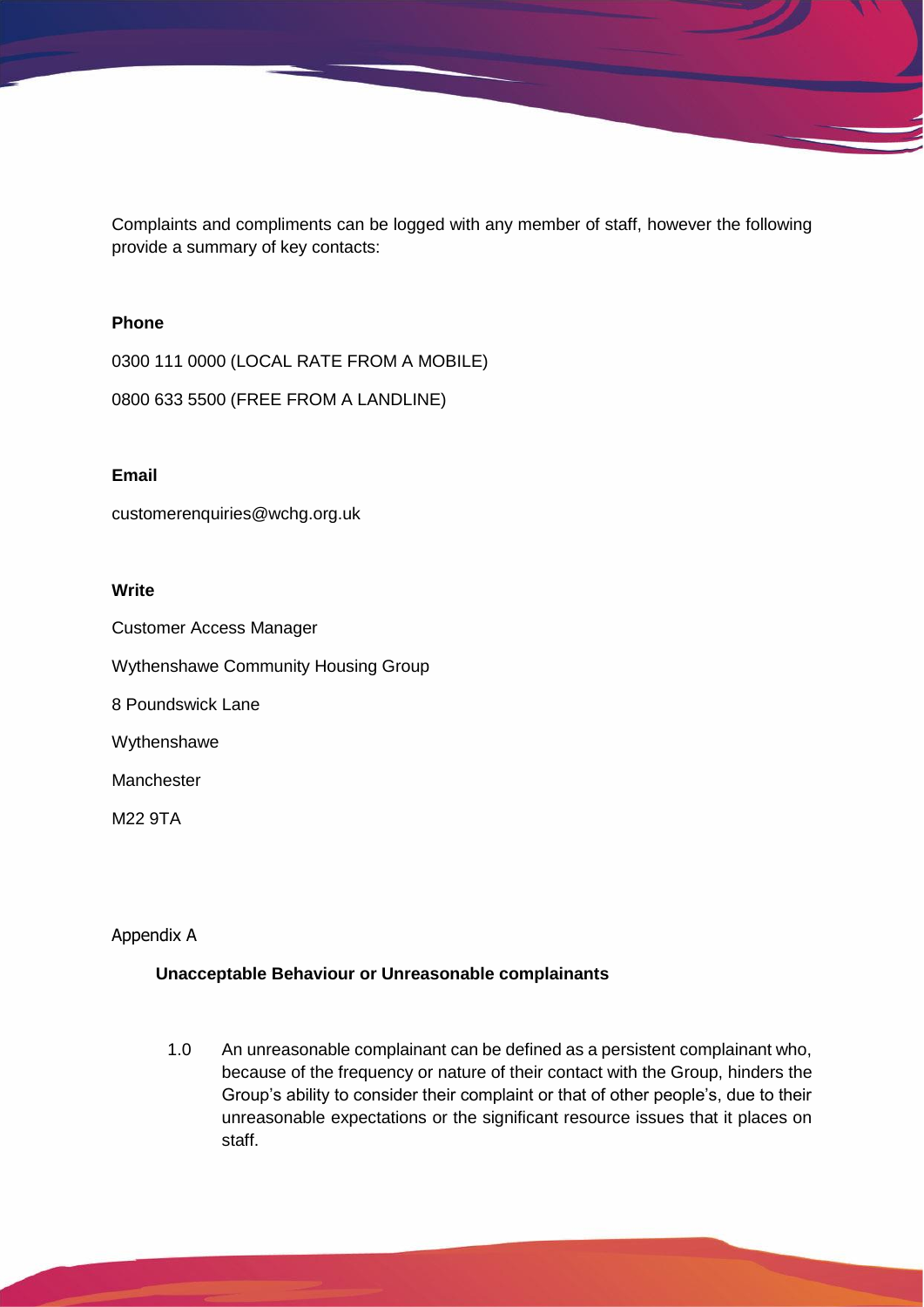Complaints and compliments can be logged with any member of staff, however the following provide a summary of key contacts:

**Phone**

0300 111 0000 (LOCAL RATE FROM A MOBILE)

0800 633 5500 (FREE FROM A LANDLINE)

**Email**

customerenquiries@wchg.org.uk

**Write**

Customer Access Manager

Wythenshawe Community Housing Group

8 Poundswick Lane

Wythenshawe

Manchester

M22 9TA

Appendix A

**Unacceptable Behaviour or Unreasonable complainants**

1.0 An unreasonable complainant can be defined as a persistent complainant who, because of the frequency or nature of their contact with the Group, hinders the Group's ability to consider their complaint or that of other people's, due to their unreasonable expectations or the significant resource issues that it places on staff.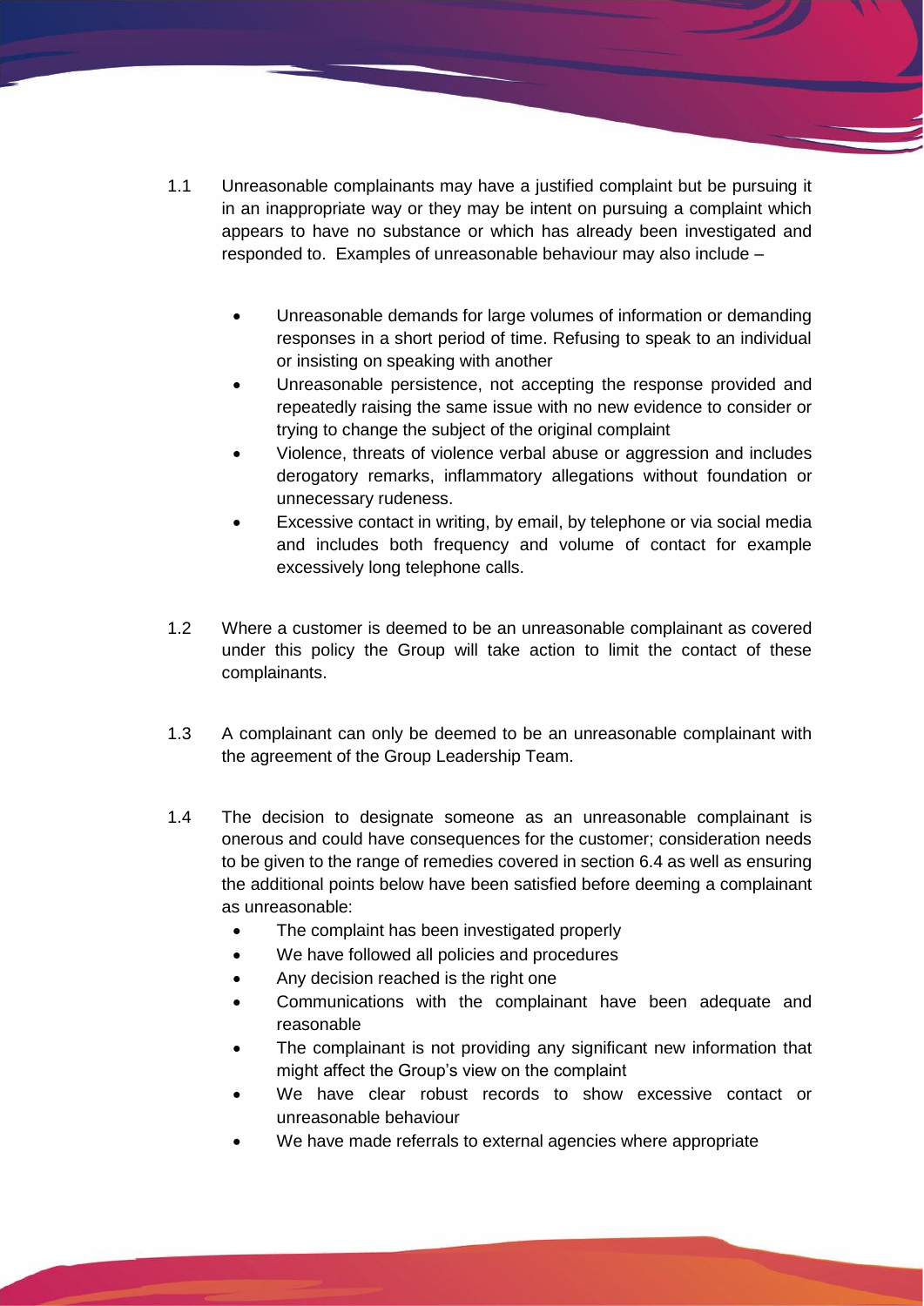1.1 Unreasonable complainants may have a justified complaint but be pursuing it in an inappropriate way or they may be intent on pursuing a complaint which appears to have no substance or which has already been investigated and responded to. Examples of unreasonable behaviour may also include –

- Unreasonable demands for large volumes of information or demanding responses in a short period of time. Refusing to speak to an individual or insisting on speaking with another
- Unreasonable persistence, not accepting the response provided and repeatedly raising the same issue with no new evidence to consider or trying to change the subject of the original complaint
- Violence, threats of violence verbal abuse or aggression and includes derogatory remarks, inflammatory allegations without foundation or unnecessary rudeness.
- Excessive contact in writing, by email, by telephone or via social media and includes both frequency and volume of contact for example excessively long telephone calls.

1.2 Where a customer is deemed to be an unreasonable complainant as covered under this policy the Group will take action to limit the contact of these complainants.

1.3 A complainant can only be deemed to be an unreasonable complainant with the agreement of the Group Leadership Team.

1.4 The decision to designate someone as an unreasonable complainant is onerous and could have consequences for the customer; consideration needs to be given to the range of remedies covered in section 6.4 as well as ensuring the additional points below have been satisfied before deeming a complainant as unreasonable:

- The complaint has been investigated properly
- We have followed all policies and procedures
- Any decision reached is the right one
- Communications with the complainant have been adequate and reasonable
- The complainant is not providing any significant new information that might affect the Group's view on the complaint
- We have clear robust records to show excessive contact or unreasonable behaviour
- We have made referrals to external agencies where appropriate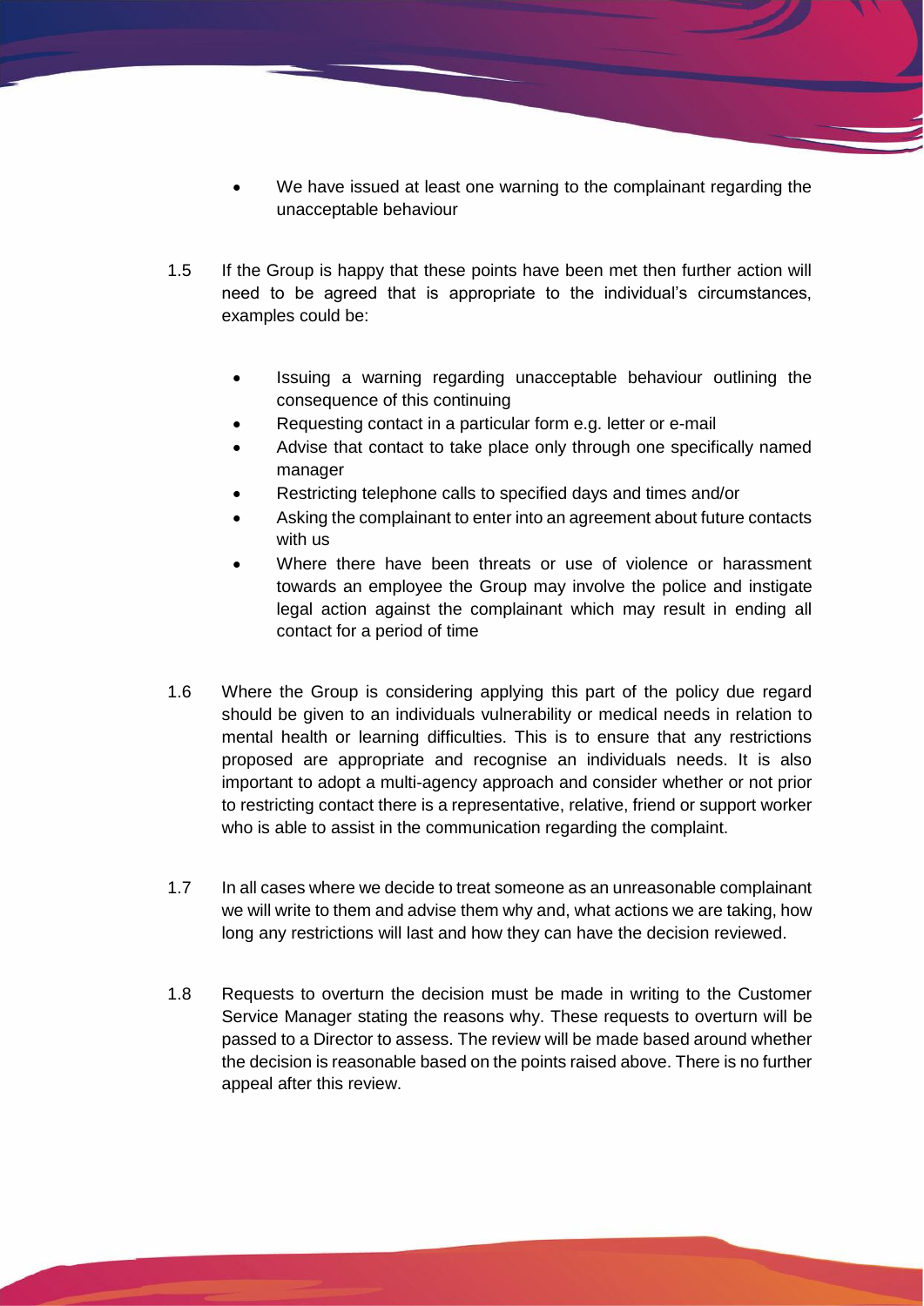- We have issued at least one warning to the complainant regarding the unacceptable behaviour

1.5 If the Group is happy that these points have been met then further action will need to be agreed that is appropriate to the individual's circumstances, examples could be:

- Issuing a warning regarding unacceptable behaviour outlining the consequence of this continuing
- Requesting contact in a particular form e.g. letter or e-mail
- Advise that contact to take place only through one specifically named manager
- Restricting telephone calls to specified days and times and/or
- Asking the complainant to enter into an agreement about future contacts with us
- Where there have been threats or use of violence or harassment towards an employee the Group may involve the police and instigate legal action against the complainant which may result in ending all contact for a period of time

1.6 Where the Group is considering applying this part of the policy due regard should be given to an individuals vulnerability or medical needs in relation to mental health or learning difficulties. This is to ensure that any restrictions proposed are appropriate and recognise an individuals needs. It is also important to adopt a multi-agency approach and consider whether or not prior to restricting contact there is a representative, relative, friend or support worker who is able to assist in the communication regarding the complaint.

1.7 In all cases where we decide to treat someone as an unreasonable complainant we will write to them and advise them why and, what actions we are taking, how long any restrictions will last and how they can have the decision reviewed.

1.8 Requests to overturn the decision must be made in writing to the Customer Service Manager stating the reasons why. These requests to overturn will be passed to a Director to assess. The review will be made based around whether the decision is reasonable based on the points raised above. There is no further appeal after this review.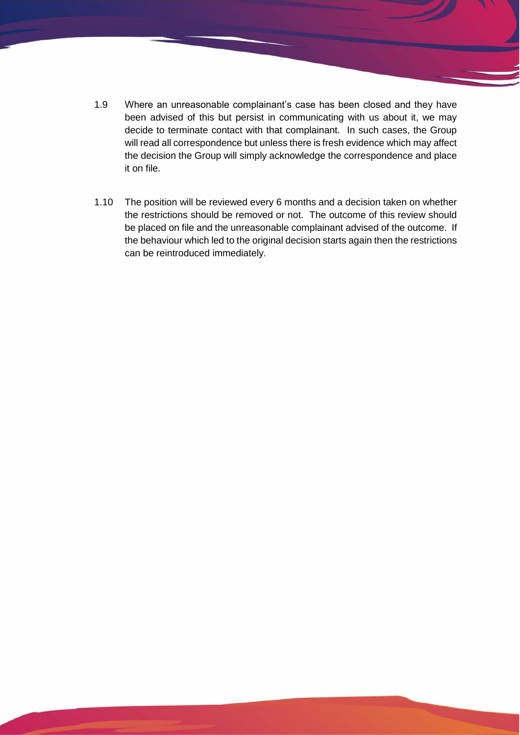1.9 Where an unreasonable complainant's case has been closed and they have been advised of this but persist in communicating with us about it, we may decide to terminate contact with that complainant. In such cases, the Group will read all correspondence but unless there is fresh evidence which may affect the decision the Group will simply acknowledge the correspondence and place it on file.

1.10 The position will be reviewed every 6 months and a decision taken on whether the restrictions should be removed or not. The outcome of this review should be placed on file and the unreasonable complainant advised of the outcome. If the behaviour which led to the original decision starts again then the restrictions can be reintroduced immediately.